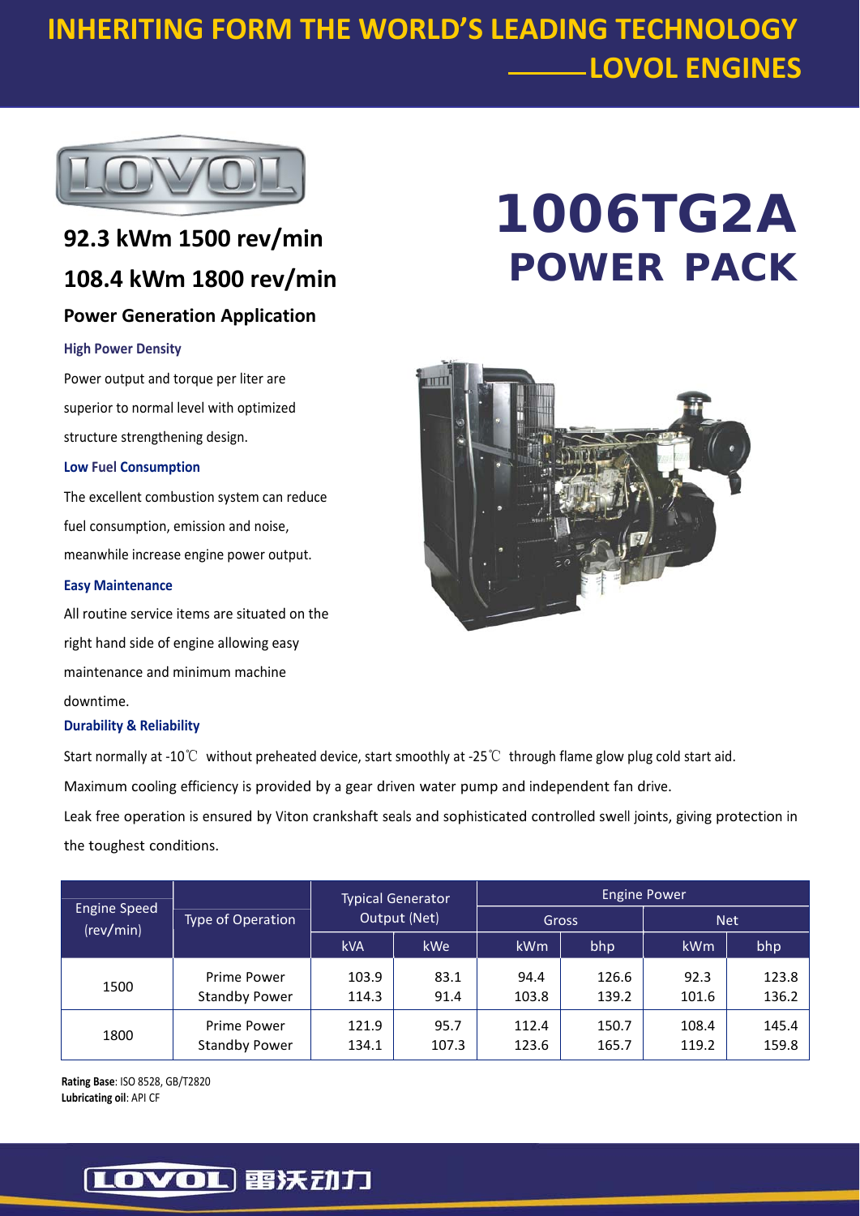# INHERITING FORM THE WORLD'S LEADING TECHNOLOGY ——LOVOL ENGINES

# 1006TG2A POWER PACK

## 92.3 kWm 1500 rev/min

## 108.4 kWm 1800 rev/min

### Power Generation Application

**High Power Density**

Power output and torque per liter are superior to normal level with optimized structure strengthening design.

**Low Fuel Consumption**

The excellent combustion system can reduce fuel consumption, emission and noise, meanwhile increase engine power output.

**Easy Maintenance**

All routine service items are situated on the right hand side of engine allowing easy maintenance and minimum machine downtime.

**Durability & Reliability**

Start normally at -10℃ without preheated device, start smoothly at -25℃ through flame glow plug cold start aid.

Maximum cooling efficiency is provided by a gear driven water pump and independent fan drive.

Leak free operation is ensured by Viton crankshaft seals and sophisticated controlled swell joints, giving protection in the toughest conditions.

| Engine Speed (rev/min) | Type of Operation | Typical Generator Output (Net) | | Engine Power | | | |
|---|---|---|---|---|---|---|---|
| | | | | Gross | | Net | |
| | | kVA | kWe | kWm | bhp | kWm | bhp |
| 1500 | Prime Power | 103.9 | 83.1 | 94.4 | 126.6 | 92.3 | 123.8 |
| | Standby Power | 114.3 | 91.4 | 103.8 | 139.2 | 101.6 | 136.2 |
| 1800 | Prime Power | 121.9 | 95.7 | 112.4 | 150.7 | 108.4 | 145.4 |
| | Standby Power | 134.1 | 107.3 | 123.6 | 165.7 | 119.2 | 159.8 |

**Rating Base**: ISO 8528, GB/T2820

**Lubricating oil**: API CF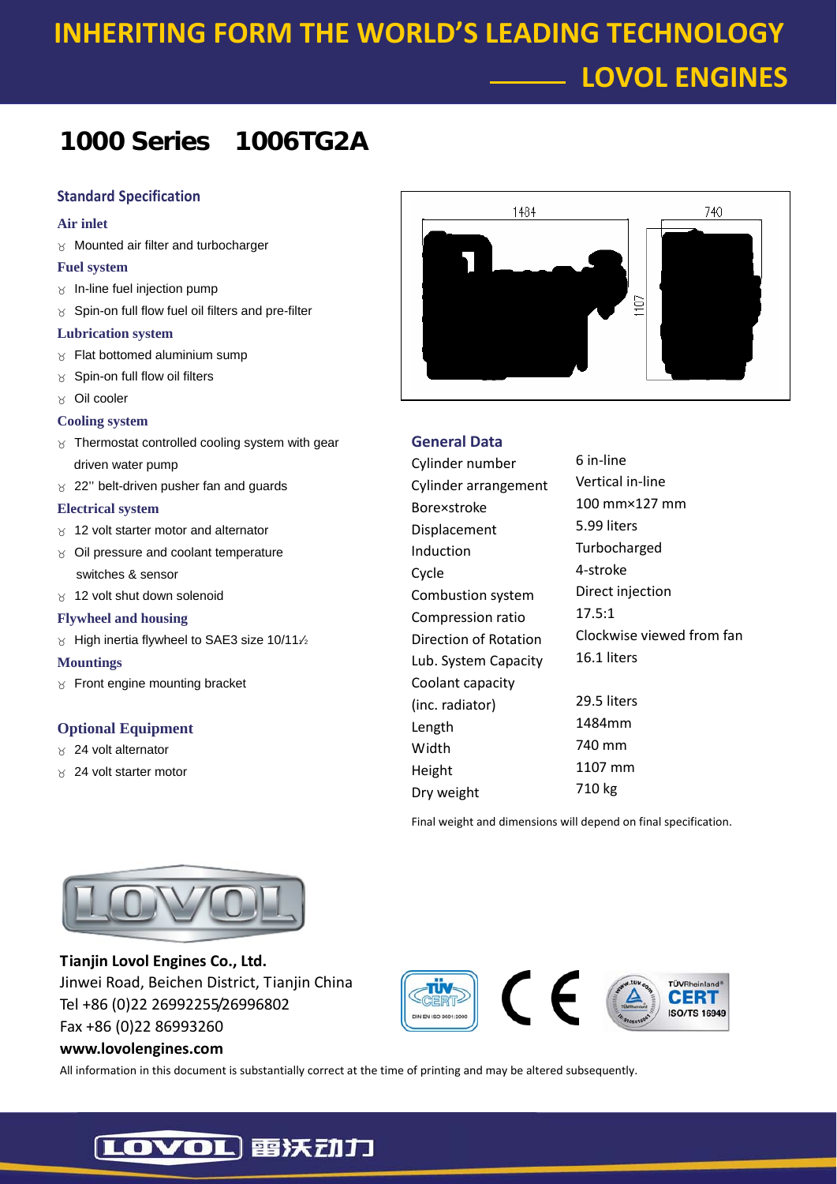# INHERITING FORM THE WORLD'S LEADING TECHNOLOGY

## —— LOVOL ENGINES

# 1000 Series 1006TG2A

## Standard Specification

### Air inlet

- Mounted air filter and turbocharger

### Fuel system

- In-line fuel injection pump
- Spin-on full flow fuel oil filters and pre-filter

### Lubrication system

- Flat bottomed aluminium sump
- Spin-on full flow oil filters
- Oil cooler

### Cooling system

- Thermostat controlled cooling system with gear driven water pump
- 22'' belt-driven pusher fan and guards

### Electrical system

- 12 volt starter motor and alternator
- Oil pressure and coolant temperature switches & sensor
- 12 volt shut down solenoid

### Flywheel and housing

- High inertia flywheel to SAE3 size 10/11½

### Mountings

- Front engine mounting bracket

## Optional Equipment

- 24 volt alternator
- 24 volt starter motor

1484

740

1107

## General Data

| | |
|---|---|
| Cylinder number | 6 in-line |
| Cylinder arrangement | Vertical in-line |
| Bore×stroke | 100 mm×127 mm |
| Displacement | 5.99 liters |
| Induction | Turbocharged |
| Cycle | 4-stroke |
| Combustion system | Direct injection |
| Compression ratio | 17.5:1 |
| Direction of Rotation | Clockwise viewed from fan |
| Lub. System Capacity | 16.1 liters |
| Coolant capacity (inc. radiator) | 29.5 liters |
| Length | 1484mm |
| Width | 740 mm |
| Height | 1107 mm |
| Dry weight | 710 kg |

Final weight and dimensions will depend on final specification.

**Tianjin Lovol Engines Co., Ltd.**
Jinwei Road, Beichen District, Tianjin China
Tel +86 (0)22 26992255/26996802
Fax +86 (0)22 86993260
**www.lovolengines.com**

All information in this document is substantially correct at the time of printing and may be altered subsequently.

LOVOL 雷沃动力